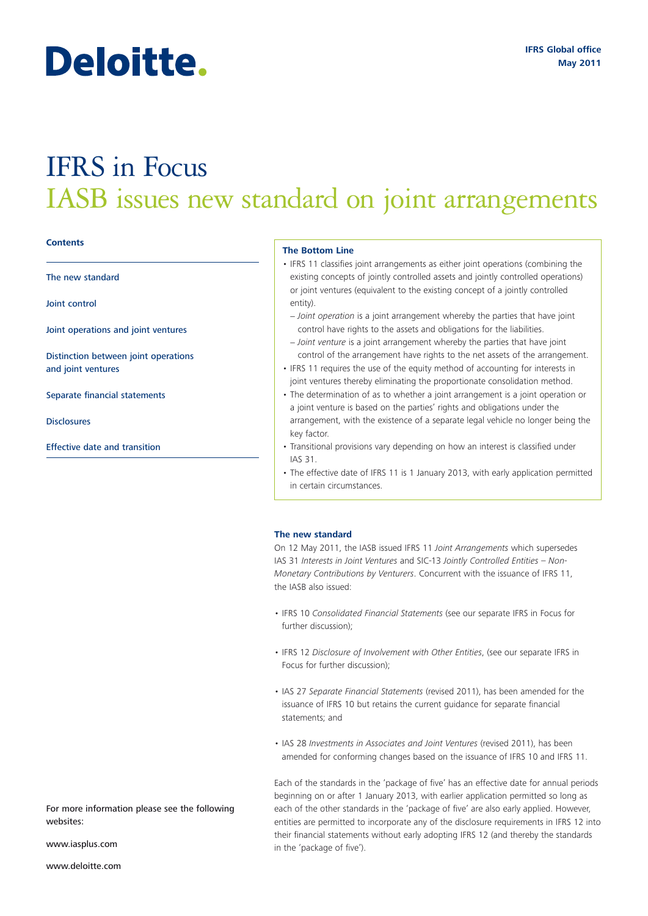Deloitte.

IFRS Global office
May 2011

# IFRS in Focus
## IASB issues new standard on joint arrangements

**Contents**

The new standard

Joint control

Joint operations and joint ventures

Distinction between joint operations and joint ventures

Separate financial statements

Disclosures

Effective date and transition

For more information please see the following websites:

www.iasplus.com

www.deloitte.com

**The Bottom Line**

- IFRS 11 classifies joint arrangements as either joint operations (combining the existing concepts of jointly controlled assets and jointly controlled operations) or joint ventures (equivalent to the existing concept of a jointly controlled entity).
  - *Joint operation* is a joint arrangement whereby the parties that have joint control have rights to the assets and obligations for the liabilities.
  - *Joint venture* is a joint arrangement whereby the parties that have joint control of the arrangement have rights to the net assets of the arrangement.
- IFRS 11 requires the use of the equity method of accounting for interests in joint ventures thereby eliminating the proportionate consolidation method.
- The determination of as to whether a joint arrangement is a joint operation or a joint venture is based on the parties' rights and obligations under the arrangement, with the existence of a separate legal vehicle no longer being the key factor.
- Transitional provisions vary depending on how an interest is classified under IAS 31.
- The effective date of IFRS 11 is 1 January 2013, with early application permitted in certain circumstances.

**The new standard**

On 12 May 2011, the IASB issued IFRS 11 *Joint Arrangements* which supersedes IAS 31 *Interests in Joint Ventures* and SIC-13 *Jointly Controlled Entities – Non-Monetary Contributions by Venturers*. Concurrent with the issuance of IFRS 11, the IASB also issued:

- IFRS 10 *Consolidated Financial Statements* (see our separate IFRS in Focus for further discussion);
- IFRS 12 *Disclosure of Involvement with Other Entities*, (see our separate IFRS in Focus for further discussion);
- IAS 27 *Separate Financial Statements* (revised 2011), has been amended for the issuance of IFRS 10 but retains the current guidance for separate financial statements; and
- IAS 28 *Investments in Associates and Joint Ventures* (revised 2011), has been amended for conforming changes based on the issuance of IFRS 10 and IFRS 11.

Each of the standards in the 'package of five' has an effective date for annual periods beginning on or after 1 January 2013, with earlier application permitted so long as each of the other standards in the 'package of five' are also early applied. However, entities are permitted to incorporate any of the disclosure requirements in IFRS 12 into their financial statements without early adopting IFRS 12 (and thereby the standards in the 'package of five').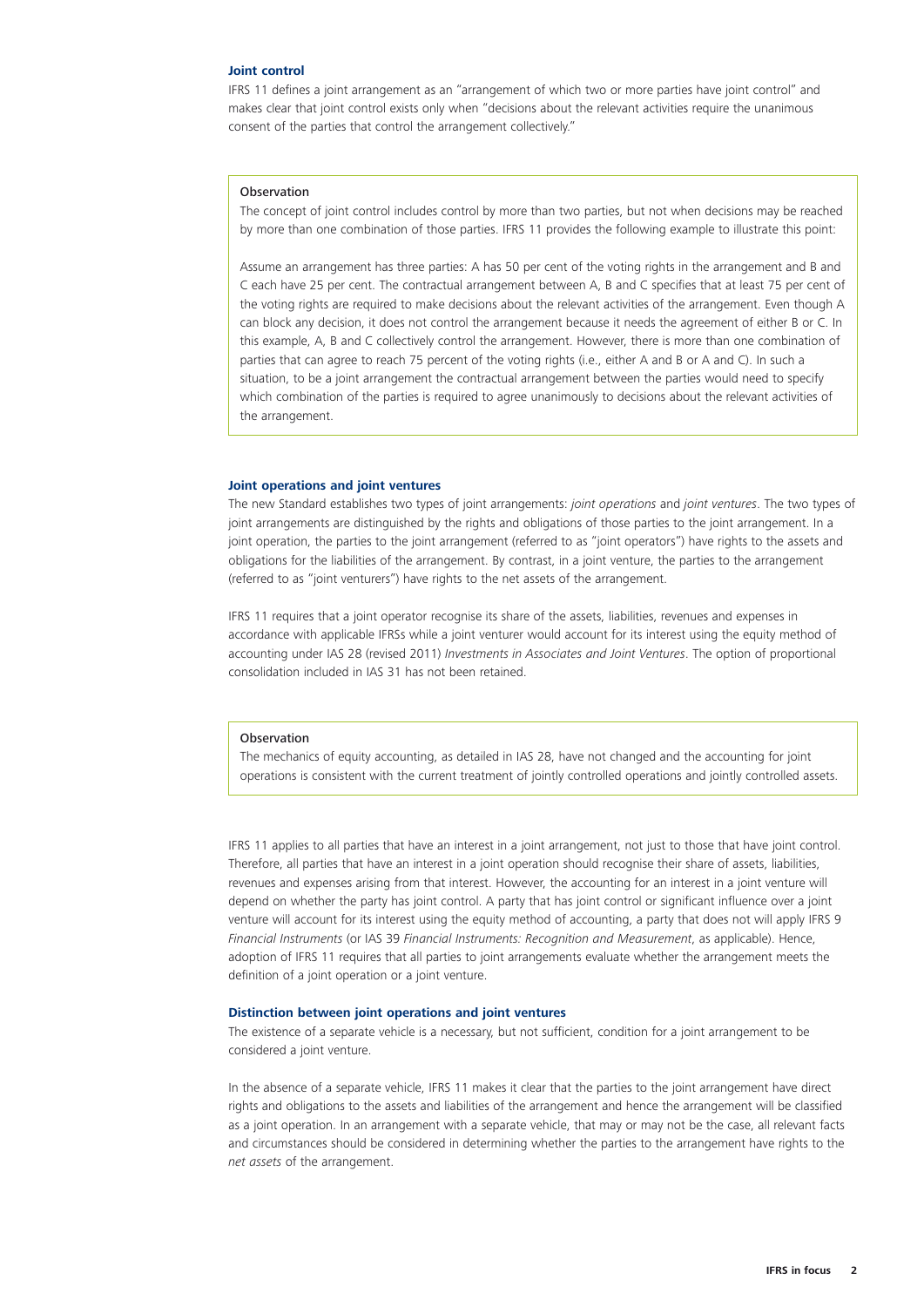### Joint control

IFRS 11 defines a joint arrangement as an "arrangement of which two or more parties have joint control" and makes clear that joint control exists only when "decisions about the relevant activities require the unanimous consent of the parties that control the arrangement collectively."

> **Observation**
>
> The concept of joint control includes control by more than two parties, but not when decisions may be reached by more than one combination of those parties. IFRS 11 provides the following example to illustrate this point:
>
> Assume an arrangement has three parties: A has 50 per cent of the voting rights in the arrangement and B and C each have 25 per cent. The contractual arrangement between A, B and C specifies that at least 75 per cent of the voting rights are required to make decisions about the relevant activities of the arrangement. Even though A can block any decision, it does not control the arrangement because it needs the agreement of either B or C. In this example, A, B and C collectively control the arrangement. However, there is more than one combination of parties that can agree to reach 75 percent of the voting rights (i.e., either A and B or A and C). In such a situation, to be a joint arrangement the contractual arrangement between the parties would need to specify which combination of the parties is required to agree unanimously to decisions about the relevant activities of the arrangement.

### Joint operations and joint ventures

The new Standard establishes two types of joint arrangements: *joint operations* and *joint ventures*. The two types of joint arrangements are distinguished by the rights and obligations of those parties to the joint arrangement. In a joint operation, the parties to the joint arrangement (referred to as "joint operators") have rights to the assets and obligations for the liabilities of the arrangement. By contrast, in a joint venture, the parties to the arrangement (referred to as "joint venturers") have rights to the net assets of the arrangement.

IFRS 11 requires that a joint operator recognise its share of the assets, liabilities, revenues and expenses in accordance with applicable IFRSs while a joint venturer would account for its interest using the equity method of accounting under IAS 28 (revised 2011) *Investments in Associates and Joint Ventures*. The option of proportional consolidation included in IAS 31 has not been retained.

> **Observation**
>
> The mechanics of equity accounting, as detailed in IAS 28, have not changed and the accounting for joint operations is consistent with the current treatment of jointly controlled operations and jointly controlled assets.

IFRS 11 applies to all parties that have an interest in a joint arrangement, not just to those that have joint control. Therefore, all parties that have an interest in a joint operation should recognise their share of assets, liabilities, revenues and expenses arising from that interest. However, the accounting for an interest in a joint venture will depend on whether the party has joint control. A party that has joint control or significant influence over a joint venture will account for its interest using the equity method of accounting, a party that does not will apply IFRS 9 *Financial Instruments* (or IAS 39 *Financial Instruments: Recognition and Measurement*, as applicable). Hence, adoption of IFRS 11 requires that all parties to joint arrangements evaluate whether the arrangement meets the definition of a joint operation or a joint venture.

### Distinction between joint operations and joint ventures

The existence of a separate vehicle is a necessary, but not sufficient, condition for a joint arrangement to be considered a joint venture.

In the absence of a separate vehicle, IFRS 11 makes it clear that the parties to the joint arrangement have direct rights and obligations to the assets and liabilities of the arrangement and hence the arrangement will be classified as a joint operation. In an arrangement with a separate vehicle, that may or may not be the case, all relevant facts and circumstances should be considered in determining whether the parties to the arrangement have rights to the *net assets* of the arrangement.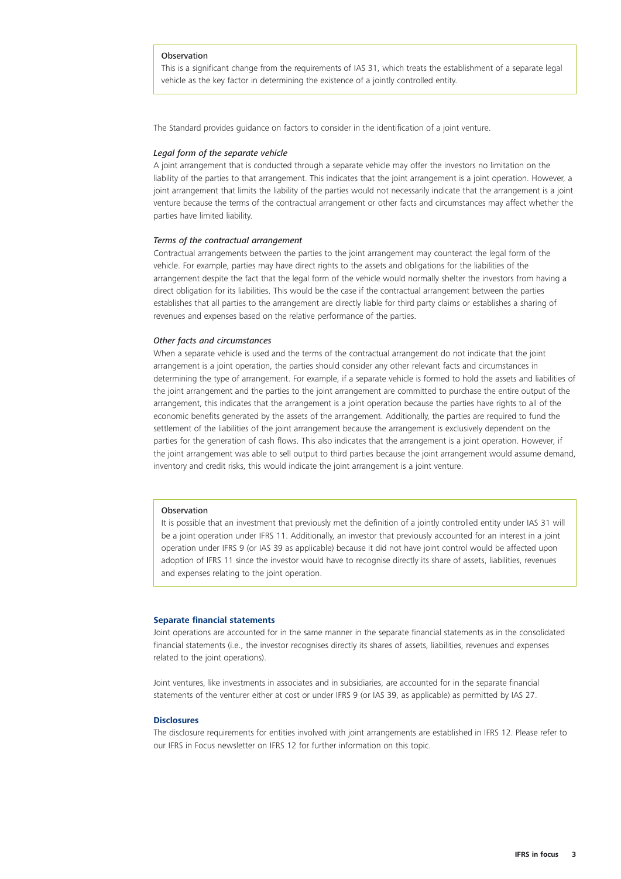> **Observation**
>
> This is a significant change from the requirements of IAS 31, which treats the establishment of a separate legal vehicle as the key factor in determining the existence of a jointly controlled entity.

The Standard provides guidance on factors to consider in the identification of a joint venture.

*Legal form of the separate vehicle*

A joint arrangement that is conducted through a separate vehicle may offer the investors no limitation on the liability of the parties to that arrangement. This indicates that the joint arrangement is a joint operation. However, a joint arrangement that limits the liability of the parties would not necessarily indicate that the arrangement is a joint venture because the terms of the contractual arrangement or other facts and circumstances may affect whether the parties have limited liability.

*Terms of the contractual arrangement*

Contractual arrangements between the parties to the joint arrangement may counteract the legal form of the vehicle. For example, parties may have direct rights to the assets and obligations for the liabilities of the arrangement despite the fact that the legal form of the vehicle would normally shelter the investors from having a direct obligation for its liabilities. This would be the case if the contractual arrangement between the parties establishes that all parties to the arrangement are directly liable for third party claims or establishes a sharing of revenues and expenses based on the relative performance of the parties.

*Other facts and circumstances*

When a separate vehicle is used and the terms of the contractual arrangement do not indicate that the joint arrangement is a joint operation, the parties should consider any other relevant facts and circumstances in determining the type of arrangement. For example, if a separate vehicle is formed to hold the assets and liabilities of the joint arrangement and the parties to the joint arrangement are committed to purchase the entire output of the arrangement, this indicates that the arrangement is a joint operation because the parties have rights to all of the economic benefits generated by the assets of the arrangement. Additionally, the parties are required to fund the settlement of the liabilities of the joint arrangement because the arrangement is exclusively dependent on the parties for the generation of cash flows. This also indicates that the arrangement is a joint operation. However, if the joint arrangement was able to sell output to third parties because the joint arrangement would assume demand, inventory and credit risks, this would indicate the joint arrangement is a joint venture.

> **Observation**
>
> It is possible that an investment that previously met the definition of a jointly controlled entity under IAS 31 will be a joint operation under IFRS 11. Additionally, an investor that previously accounted for an interest in a joint operation under IFRS 9 (or IAS 39 as applicable) because it did not have joint control would be affected upon adoption of IFRS 11 since the investor would have to recognise directly its share of assets, liabilities, revenues and expenses relating to the joint operation.

### Separate financial statements

Joint operations are accounted for in the same manner in the separate financial statements as in the consolidated financial statements (i.e., the investor recognises directly its shares of assets, liabilities, revenues and expenses related to the joint operations).

Joint ventures, like investments in associates and in subsidiaries, are accounted for in the separate financial statements of the venturer either at cost or under IFRS 9 (or IAS 39, as applicable) as permitted by IAS 27.

### Disclosures

The disclosure requirements for entities involved with joint arrangements are established in IFRS 12. Please refer to our IFRS in Focus newsletter on IFRS 12 for further information on this topic.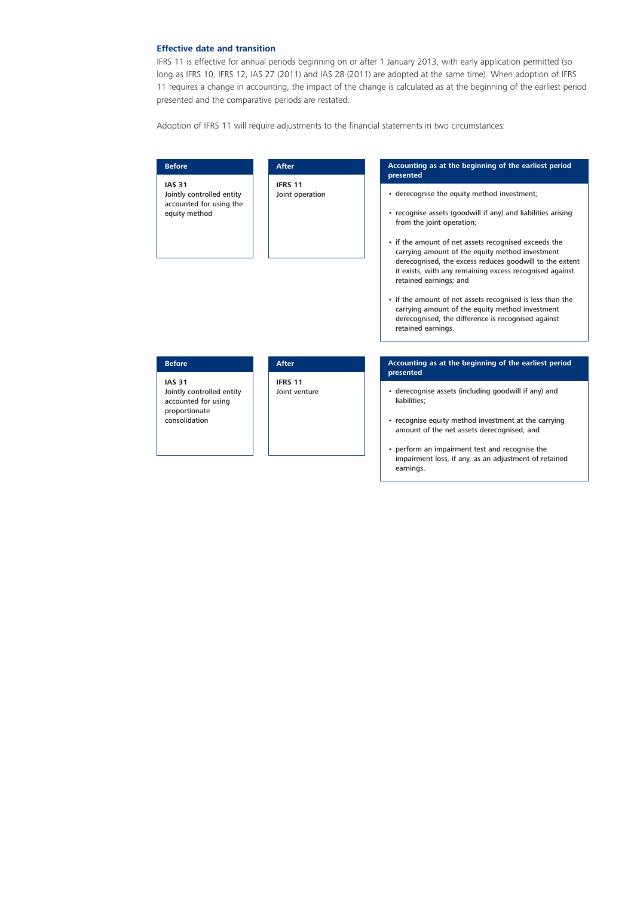### Effective date and transition

IFRS 11 is effective for annual periods beginning on or after 1 January 2013, with early application permitted (so long as IFRS 10, IFRS 12, IAS 27 (2011) and IAS 28 (2011) are adopted at the same time). When adoption of IFRS 11 requires a change in accounting, the impact of the change is calculated as at the beginning of the earliest period presented and the comparative periods are restated.

Adoption of IFRS 11 will require adjustments to the financial statements in two circumstances:

| Before | After | Accounting as at the beginning of the earliest period presented |
|---|---|---|
| **IAS 31**<br>Jointly controlled entity accounted for using the equity method | **IFRS 11**<br>Joint operation | • derecognise the equity method investment;<br>• recognise assets (goodwill if any) and liabilities arising from the joint operation;<br>• if the amount of net assets recognised exceeds the carrying amount of the equity method investment derecognised, the excess reduces goodwill to the extent it exists, with any remaining excess recognised against retained earnings; and<br>• if the amount of net assets recognised is less than the carrying amount of the equity method investment derecognised, the difference is recognised against retained earnings. |

| Before | After | Accounting as at the beginning of the earliest period presented |
|---|---|---|
| **IAS 31**<br>Jointly controlled entity accounted for using proportionate consolidation | **IFRS 11**<br>Joint venture | • derecognise assets (including goodwill if any) and liabilities;<br>• recognise equity method investment at the carrying amount of the net assets derecognised; and<br>• perform an impairment test and recognise the impairment loss, if any, as an adjustment of retained earnings. |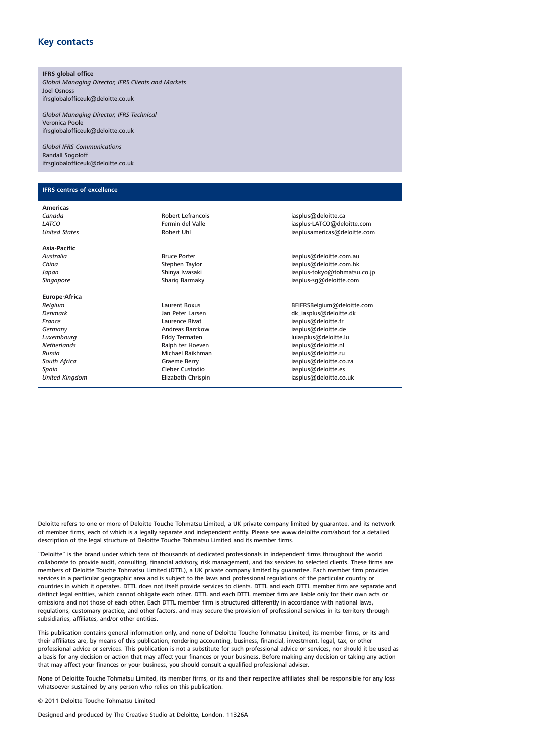## Key contacts

**IFRS global office**
*Global Managing Director, IFRS Clients and Markets*
Joel Osnoss
ifrsglobalofficeuk@deloitte.co.uk

*Global Managing Director, IFRS Technical*
Veronica Poole
ifrsglobalofficeuk@deloitte.co.uk

*Global IFRS Communications*
Randall Sogoloff
ifrsglobalofficeuk@deloitte.co.uk

**IFRS centres of excellence**

| | | |
|---|---|---|
| **Americas** | | |
| *Canada* | Robert Lefrancois | iasplus@deloitte.ca |
| *LATCO* | Fermin del Valle | iasplus-LATCO@deloitte.com |
| *United States* | Robert Uhl | iasplusamericas@deloitte.com |
| **Asia-Pacific** | | |
| *Australia* | Bruce Porter | iasplus@deloitte.com.au |
| *China* | Stephen Taylor | iasplus@deloitte.com.hk |
| *Japan* | Shinya Iwasaki | iasplus-tokyo@tohmatsu.co.jp |
| *Singapore* | Shariq Barmaky | iasplus-sg@deloitte.com |
| **Europe-Africa** | | |
| *Belgium* | Laurent Boxus | BEIFRSBelgium@deloitte.com |
| *Denmark* | Jan Peter Larsen | dk_iasplus@deloitte.dk |
| *France* | Laurence Rivat | iasplus@deloitte.fr |
| *Germany* | Andreas Barckow | iasplus@deloitte.de |
| *Luxembourg* | Eddy Termaten | luiasplus@deloitte.lu |
| *Netherlands* | Ralph ter Hoeven | iasplus@deloitte.nl |
| *Russia* | Michael Raikhman | iasplus@deloitte.ru |
| *South Africa* | Graeme Berry | iasplus@deloitte.co.za |
| *Spain* | Cleber Custodio | iasplus@deloitte.es |
| *United Kingdom* | Elizabeth Chrispin | iasplus@deloitte.co.uk |

Deloitte refers to one or more of Deloitte Touche Tohmatsu Limited, a UK private company limited by guarantee, and its network of member firms, each of which is a legally separate and independent entity. Please see www.deloitte.com/about for a detailed description of the legal structure of Deloitte Touche Tohmatsu Limited and its member firms.

"Deloitte" is the brand under which tens of thousands of dedicated professionals in independent firms throughout the world collaborate to provide audit, consulting, financial advisory, risk management, and tax services to selected clients. These firms are members of Deloitte Touche Tohmatsu Limited (DTTL), a UK private company limited by guarantee. Each member firm provides services in a particular geographic area and is subject to the laws and professional regulations of the particular country or countries in which it operates. DTTL does not itself provide services to clients. DTTL and each DTTL member firm are separate and distinct legal entities, which cannot obligate each other. DTTL and each DTTL member firm are liable only for their own acts or omissions and not those of each other. Each DTTL member firm is structured differently in accordance with national laws, regulations, customary practice, and other factors, and may secure the provision of professional services in its territory through subsidiaries, affiliates, and/or other entities.

This publication contains general information only, and none of Deloitte Touche Tohmatsu Limited, its member firms, or its and their affiliates are, by means of this publication, rendering accounting, business, financial, investment, legal, tax, or other professional advice or services. This publication is not a substitute for such professional advice or services, nor should it be used as a basis for any decision or action that may affect your finances or your business. Before making any decision or taking any action that may affect your finances or your business, you should consult a qualified professional adviser.

None of Deloitte Touche Tohmatsu Limited, its member firms, or its and their respective affiliates shall be responsible for any loss whatsoever sustained by any person who relies on this publication.

© 2011 Deloitte Touche Tohmatsu Limited

Designed and produced by The Creative Studio at Deloitte, London. 11326A